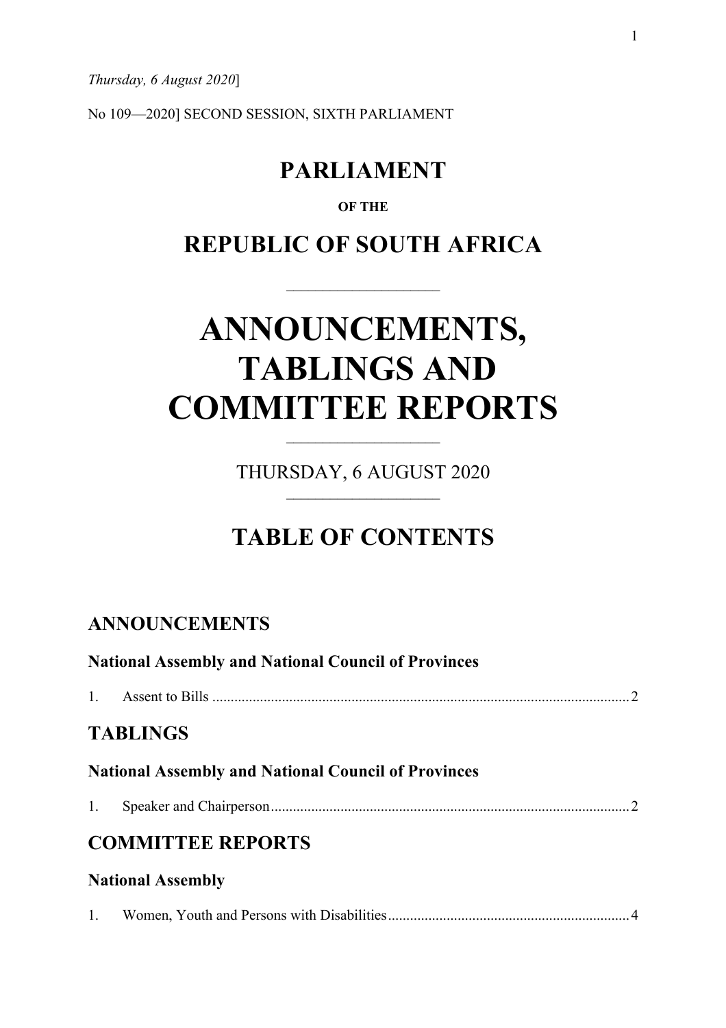*Thursday, 6 August 2020*]

No 109—2020] SECOND SESSION, SIXTH PARLIAMENT

# PARLIAMENT

**OF THE**

# REPUBLIC OF SOUTH AFRICA

---

# ANNOUNCEMENTS, TABLINGS AND COMMITTEE REPORTS

---

THURSDAY, 6 AUGUST 2020

---

## TABLE OF CONTENTS

### ANNOUNCEMENTS

**National Assembly and National Council of Provinces**

1. Assent to Bills ..... 2

### TABLINGS

**National Assembly and National Council of Provinces**

1. Speaker and Chairperson ..... 2

### COMMITTEE REPORTS

**National Assembly**

1. Women, Youth and Persons with Disabilities ..... 4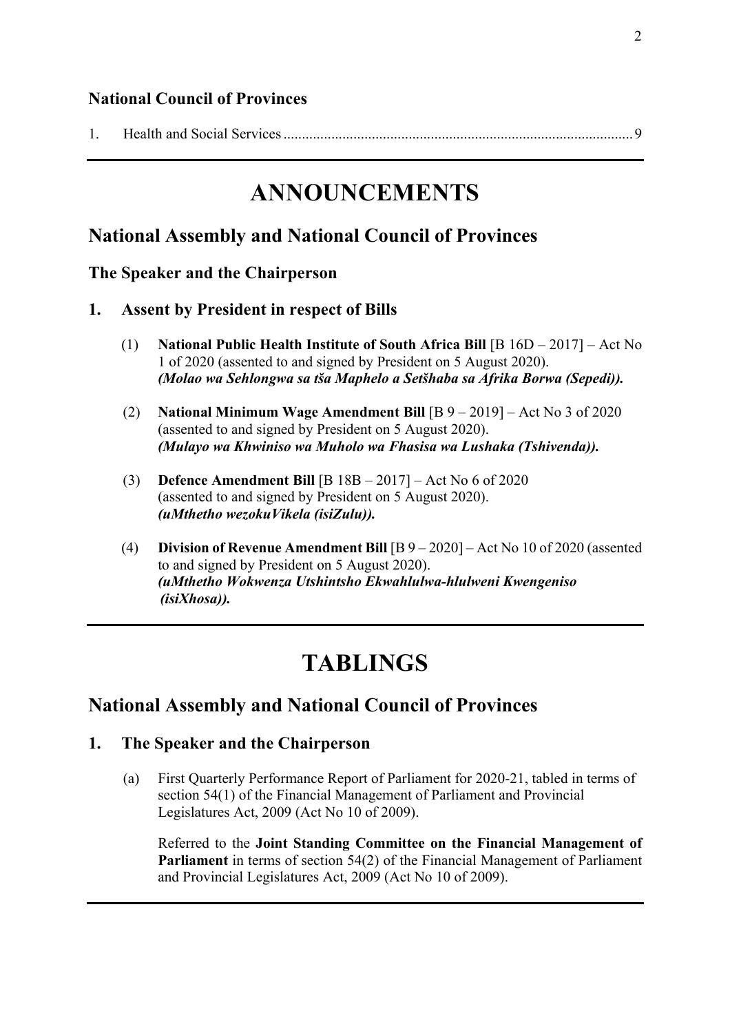**National Council of Provinces**

1. Health and Social Services ........................................................................................... 9

# ANNOUNCEMENTS

## National Assembly and National Council of Provinces

### The Speaker and the Chairperson

### 1. Assent by President in respect of Bills

(1) **National Public Health Institute of South Africa Bill** [B 16D – 2017] – Act No 1 of 2020 (assented to and signed by President on 5 August 2020).
***(Molao wa Sehlongwa sa tša Maphelo a Setšhaba sa Afrika Borwa (Sepedi)).***

(2) **National Minimum Wage Amendment Bill** [B 9 – 2019] – Act No 3 of 2020 (assented to and signed by President on 5 August 2020).
***(Mulayo wa Khwiniso wa Muholo wa Fhasisa wa Lushaka (Tshivenda)).***

(3) **Defence Amendment Bill** [B 18B – 2017] – Act No 6 of 2020 (assented to and signed by President on 5 August 2020).
***(uMthetho wezokuVikela (isiZulu)).***

(4) **Division of Revenue Amendment Bill** [B 9 – 2020] – Act No 10 of 2020 (assented to and signed by President on 5 August 2020).
***(uMthetho Wokwenza Utshintsho Ekwahlulwa-hlulweni Kwengeniso (isiXhosa)).***

# TABLINGS

## National Assembly and National Council of Provinces

### 1. The Speaker and the Chairperson

(a) First Quarterly Performance Report of Parliament for 2020-21, tabled in terms of section 54(1) of the Financial Management of Parliament and Provincial Legislatures Act, 2009 (Act No 10 of 2009).

Referred to the **Joint Standing Committee on the Financial Management of Parliament** in terms of section 54(2) of the Financial Management of Parliament and Provincial Legislatures Act, 2009 (Act No 10 of 2009).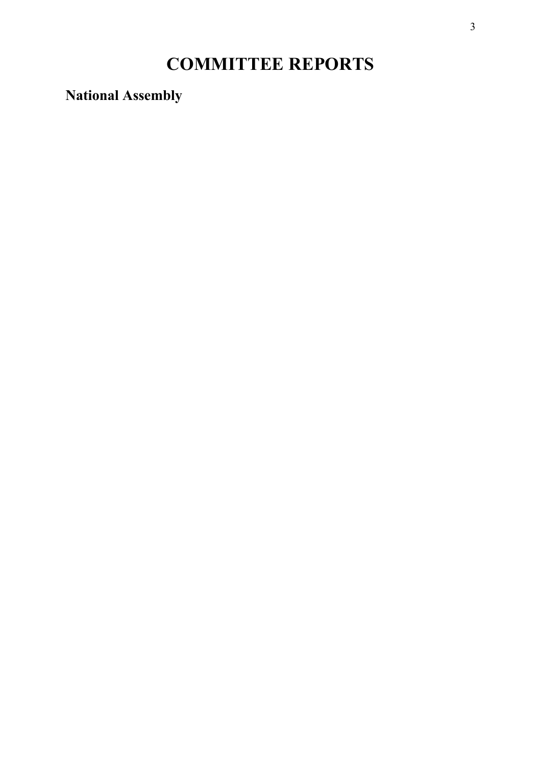# COMMITTEE REPORTS

## National Assembly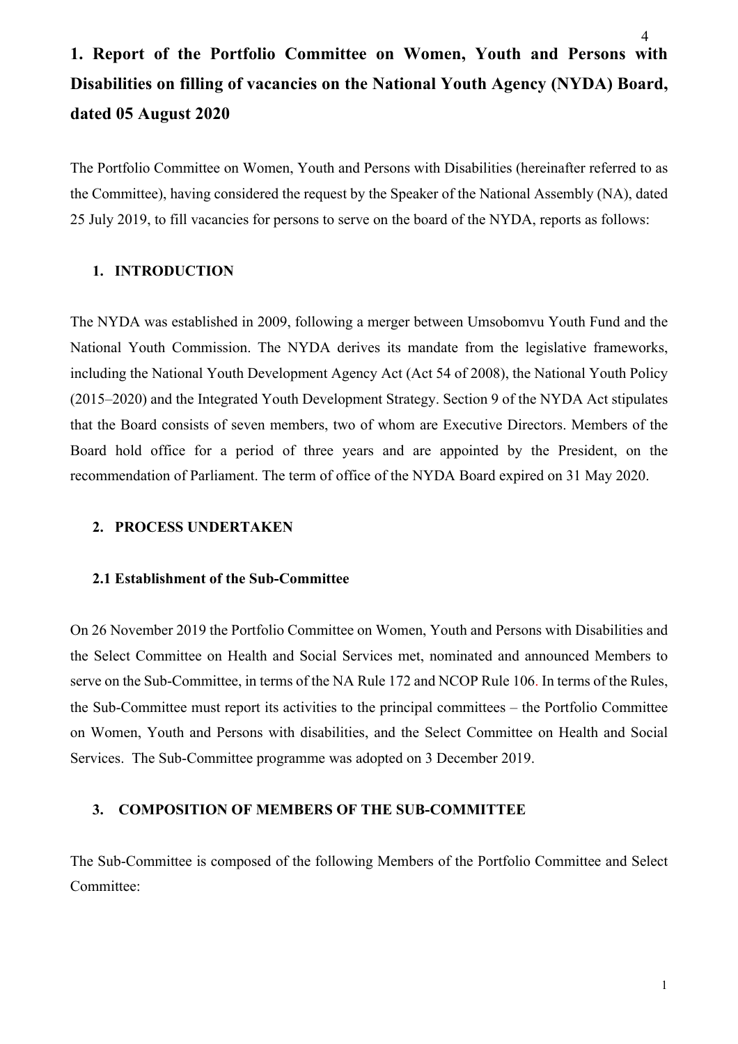# 1. Report of the Portfolio Committee on Women, Youth and Persons with Disabilities on filling of vacancies on the National Youth Agency (NYDA) Board, dated 05 August 2020

The Portfolio Committee on Women, Youth and Persons with Disabilities (hereinafter referred to as the Committee), having considered the request by the Speaker of the National Assembly (NA), dated 25 July 2019, to fill vacancies for persons to serve on the board of the NYDA, reports as follows:

## 1. INTRODUCTION

The NYDA was established in 2009, following a merger between Umsobomvu Youth Fund and the National Youth Commission. The NYDA derives its mandate from the legislative frameworks, including the National Youth Development Agency Act (Act 54 of 2008), the National Youth Policy (2015–2020) and the Integrated Youth Development Strategy. Section 9 of the NYDA Act stipulates that the Board consists of seven members, two of whom are Executive Directors. Members of the Board hold office for a period of three years and are appointed by the President, on the recommendation of Parliament. The term of office of the NYDA Board expired on 31 May 2020.

## 2. PROCESS UNDERTAKEN

### 2.1 Establishment of the Sub-Committee

On 26 November 2019 the Portfolio Committee on Women, Youth and Persons with Disabilities and the Select Committee on Health and Social Services met, nominated and announced Members to serve on the Sub-Committee, in terms of the NA Rule 172 and NCOP Rule 106. In terms of the Rules, the Sub-Committee must report its activities to the principal committees – the Portfolio Committee on Women, Youth and Persons with disabilities, and the Select Committee on Health and Social Services. The Sub-Committee programme was adopted on 3 December 2019.

## 3. COMPOSITION OF MEMBERS OF THE SUB-COMMITTEE

The Sub-Committee is composed of the following Members of the Portfolio Committee and Select Committee: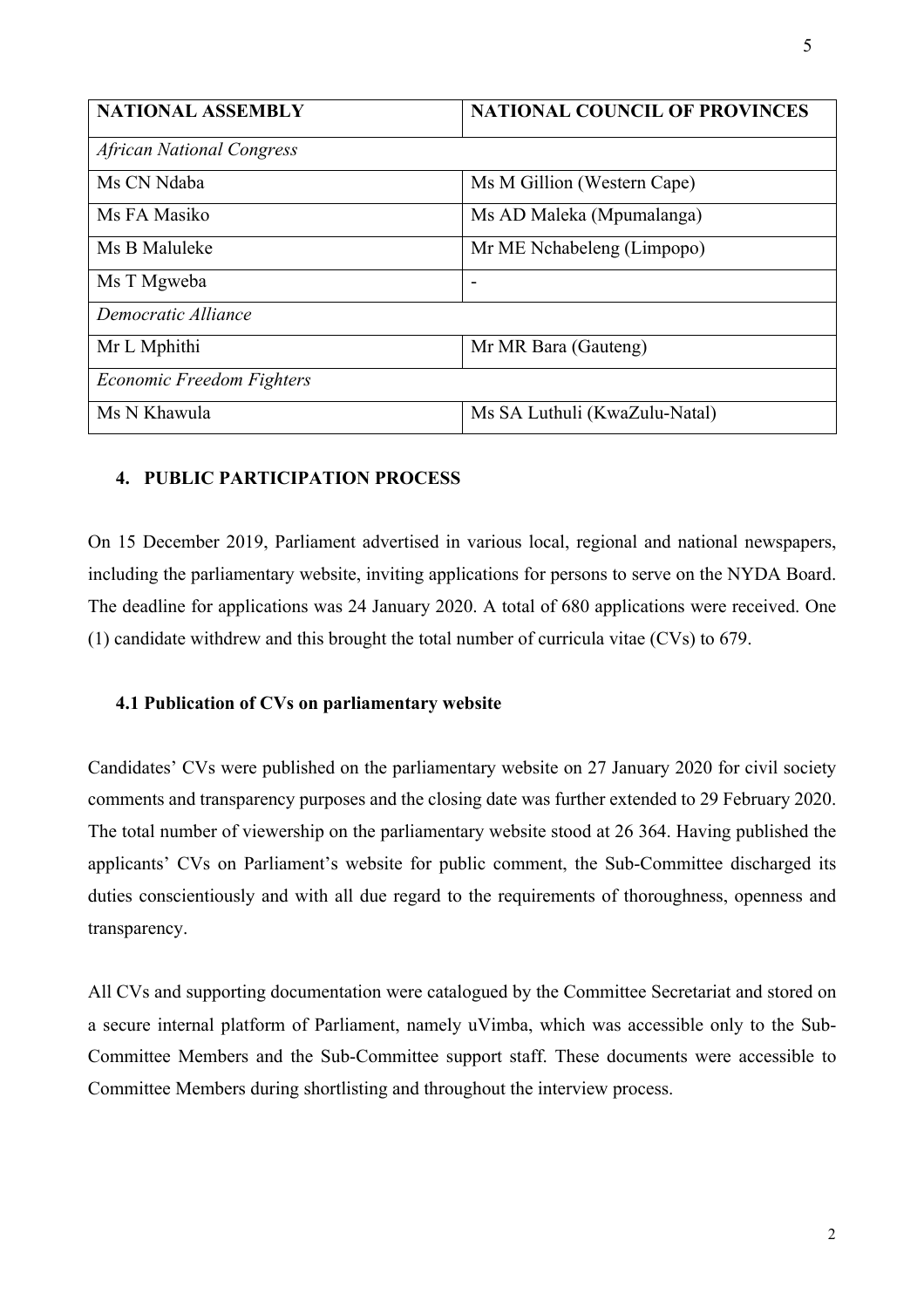| NATIONAL ASSEMBLY | NATIONAL COUNCIL OF PROVINCES |
| --- | --- |
| *African National Congress* | |
| Ms CN Ndaba | Ms M Gillion (Western Cape) |
| Ms FA Masiko | Ms AD Maleka (Mpumalanga) |
| Ms B Maluleke | Mr ME Nchabeleng (Limpopo) |
| Ms T Mgweba | - |
| *Democratic Alliance* | |
| Mr L Mphithi | Mr MR Bara (Gauteng) |
| *Economic Freedom Fighters* | |
| Ms N Khawula | Ms SA Luthuli (KwaZulu-Natal) |

## 4. PUBLIC PARTICIPATION PROCESS

On 15 December 2019, Parliament advertised in various local, regional and national newspapers, including the parliamentary website, inviting applications for persons to serve on the NYDA Board. The deadline for applications was 24 January 2020. A total of 680 applications were received. One (1) candidate withdrew and this brought the total number of curricula vitae (CVs) to 679.

### 4.1 Publication of CVs on parliamentary website

Candidates' CVs were published on the parliamentary website on 27 January 2020 for civil society comments and transparency purposes and the closing date was further extended to 29 February 2020. The total number of viewership on the parliamentary website stood at 26 364. Having published the applicants' CVs on Parliament's website for public comment, the Sub-Committee discharged its duties conscientiously and with all due regard to the requirements of thoroughness, openness and transparency.

All CVs and supporting documentation were catalogued by the Committee Secretariat and stored on a secure internal platform of Parliament, namely uVimba, which was accessible only to the Sub-Committee Members and the Sub-Committee support staff. These documents were accessible to Committee Members during shortlisting and throughout the interview process.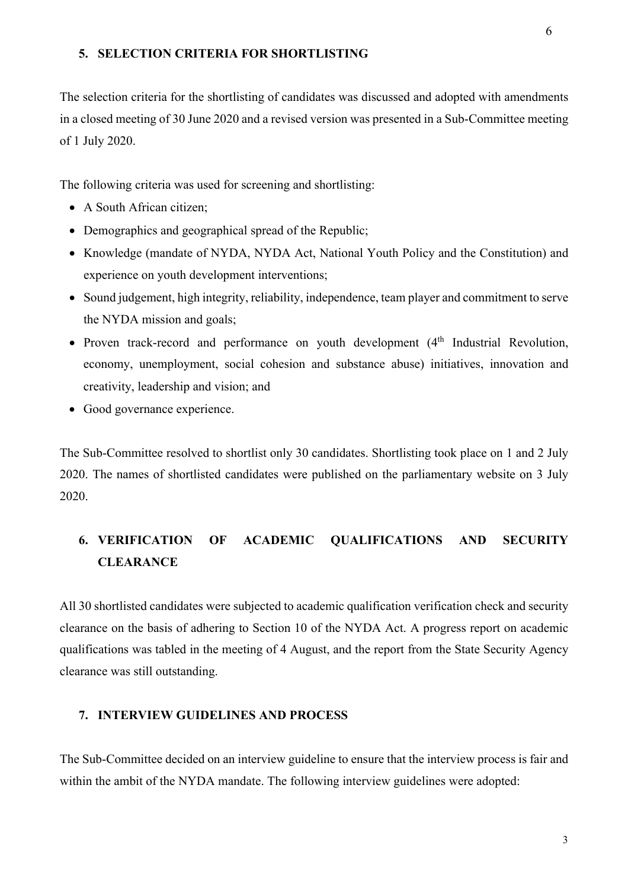## 5. SELECTION CRITERIA FOR SHORTLISTING

The selection criteria for the shortlisting of candidates was discussed and adopted with amendments in a closed meeting of 30 June 2020 and a revised version was presented in a Sub-Committee meeting of 1 July 2020.

The following criteria was used for screening and shortlisting:

- A South African citizen;
- Demographics and geographical spread of the Republic;
- Knowledge (mandate of NYDA, NYDA Act, National Youth Policy and the Constitution) and experience on youth development interventions;
- Sound judgement, high integrity, reliability, independence, team player and commitment to serve the NYDA mission and goals;
- Proven track-record and performance on youth development (4th Industrial Revolution, economy, unemployment, social cohesion and substance abuse) initiatives, innovation and creativity, leadership and vision; and
- Good governance experience.

The Sub-Committee resolved to shortlist only 30 candidates. Shortlisting took place on 1 and 2 July 2020. The names of shortlisted candidates were published on the parliamentary website on 3 July 2020.

## 6. VERIFICATION OF ACADEMIC QUALIFICATIONS AND SECURITY CLEARANCE

All 30 shortlisted candidates were subjected to academic qualification verification check and security clearance on the basis of adhering to Section 10 of the NYDA Act. A progress report on academic qualifications was tabled in the meeting of 4 August, and the report from the State Security Agency clearance was still outstanding.

## 7. INTERVIEW GUIDELINES AND PROCESS

The Sub-Committee decided on an interview guideline to ensure that the interview process is fair and within the ambit of the NYDA mandate. The following interview guidelines were adopted: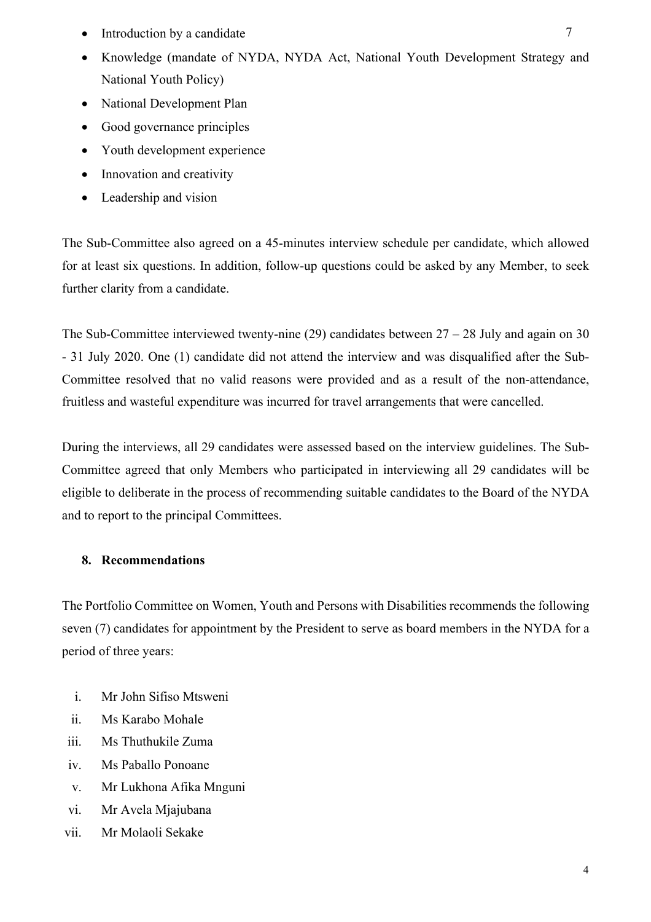- Introduction by a candidate
- Knowledge (mandate of NYDA, NYDA Act, National Youth Development Strategy and National Youth Policy)
- National Development Plan
- Good governance principles
- Youth development experience
- Innovation and creativity
- Leadership and vision

The Sub-Committee also agreed on a 45-minutes interview schedule per candidate, which allowed for at least six questions. In addition, follow-up questions could be asked by any Member, to seek further clarity from a candidate.

The Sub-Committee interviewed twenty-nine (29) candidates between 27 – 28 July and again on 30 - 31 July 2020. One (1) candidate did not attend the interview and was disqualified after the Sub-Committee resolved that no valid reasons were provided and as a result of the non-attendance, fruitless and wasteful expenditure was incurred for travel arrangements that were cancelled.

During the interviews, all 29 candidates were assessed based on the interview guidelines. The Sub-Committee agreed that only Members who participated in interviewing all 29 candidates will be eligible to deliberate in the process of recommending suitable candidates to the Board of the NYDA and to report to the principal Committees.

## 8. Recommendations

The Portfolio Committee on Women, Youth and Persons with Disabilities recommends the following seven (7) candidates for appointment by the President to serve as board members in the NYDA for a period of three years:

i. Mr John Sifiso Mtsweni
ii. Ms Karabo Mohale
iii. Ms Thuthukile Zuma
iv. Ms Paballo Ponoane
v. Mr Lukhona Afika Mnguni
vi. Mr Avela Mjajubana
vii. Mr Molaoli Sekake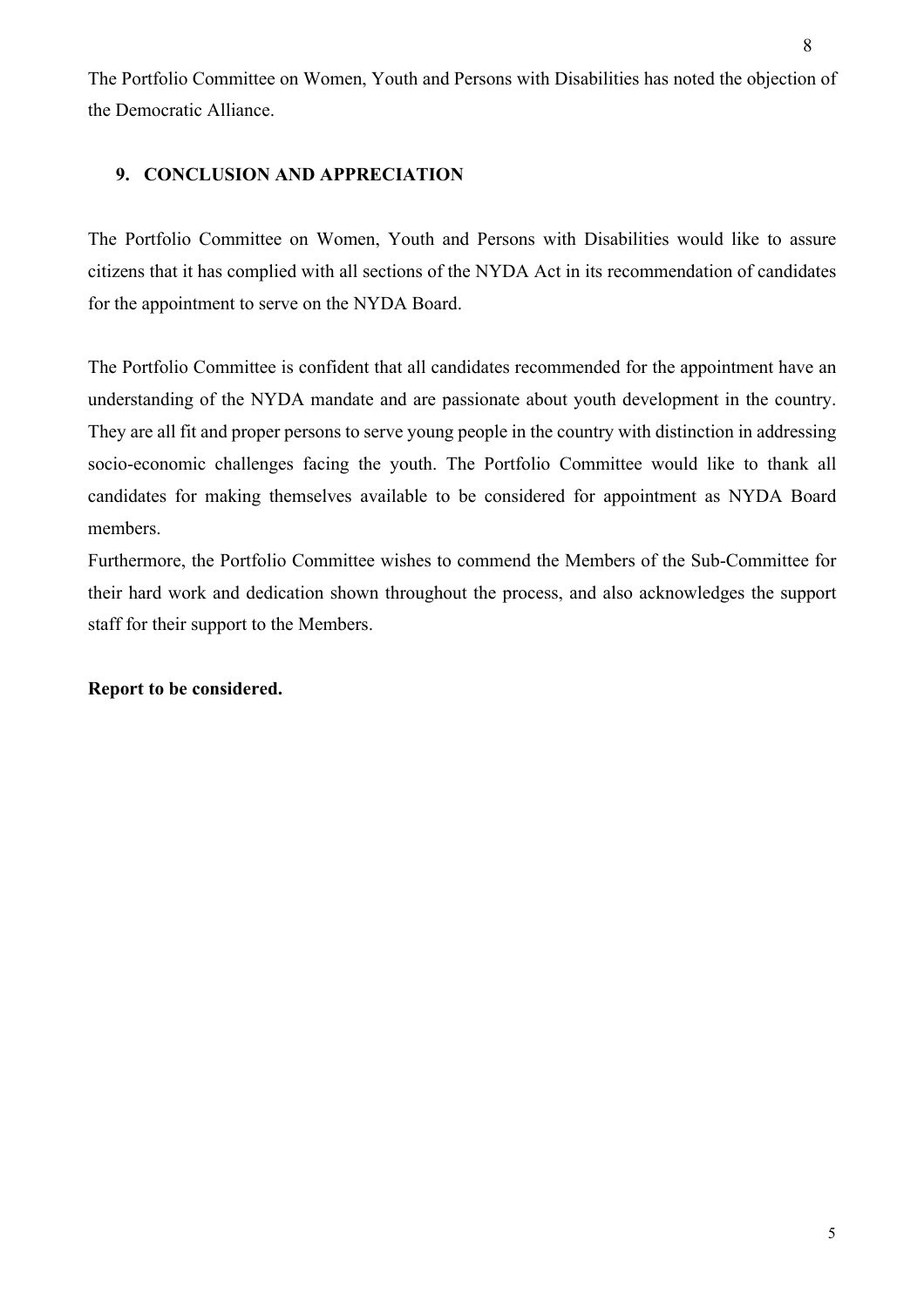The Portfolio Committee on Women, Youth and Persons with Disabilities has noted the objection of the Democratic Alliance.

## 9. CONCLUSION AND APPRECIATION

The Portfolio Committee on Women, Youth and Persons with Disabilities would like to assure citizens that it has complied with all sections of the NYDA Act in its recommendation of candidates for the appointment to serve on the NYDA Board.

The Portfolio Committee is confident that all candidates recommended for the appointment have an understanding of the NYDA mandate and are passionate about youth development in the country. They are all fit and proper persons to serve young people in the country with distinction in addressing socio-economic challenges facing the youth. The Portfolio Committee would like to thank all candidates for making themselves available to be considered for appointment as NYDA Board members.

Furthermore, the Portfolio Committee wishes to commend the Members of the Sub-Committee for their hard work and dedication shown throughout the process, and also acknowledges the support staff for their support to the Members.

**Report to be considered.**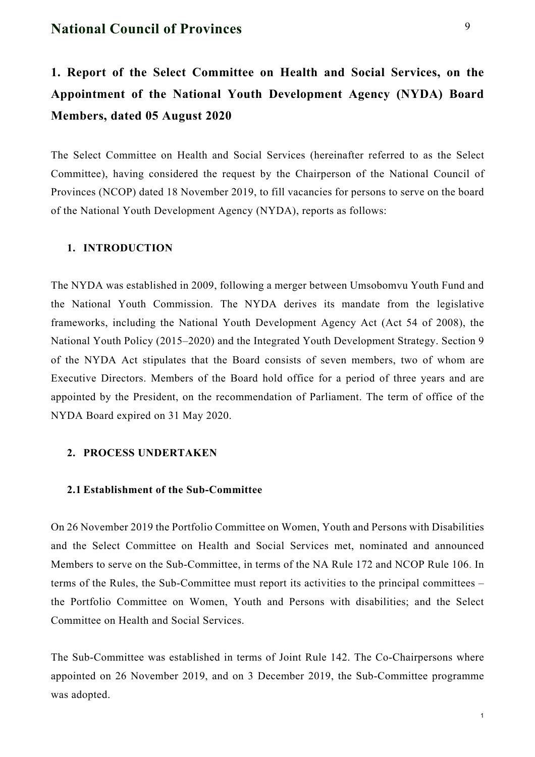## 1. Report of the Select Committee on Health and Social Services, on the Appointment of the National Youth Development Agency (NYDA) Board Members, dated 05 August 2020

The Select Committee on Health and Social Services (hereinafter referred to as the Select Committee), having considered the request by the Chairperson of the National Council of Provinces (NCOP) dated 18 November 2019, to fill vacancies for persons to serve on the board of the National Youth Development Agency (NYDA), reports as follows:

### 1. INTRODUCTION

The NYDA was established in 2009, following a merger between Umsobomvu Youth Fund and the National Youth Commission. The NYDA derives its mandate from the legislative frameworks, including the National Youth Development Agency Act (Act 54 of 2008), the National Youth Policy (2015–2020) and the Integrated Youth Development Strategy. Section 9 of the NYDA Act stipulates that the Board consists of seven members, two of whom are Executive Directors. Members of the Board hold office for a period of three years and are appointed by the President, on the recommendation of Parliament. The term of office of the NYDA Board expired on 31 May 2020.

### 2. PROCESS UNDERTAKEN

#### 2.1 Establishment of the Sub-Committee

On 26 November 2019 the Portfolio Committee on Women, Youth and Persons with Disabilities and the Select Committee on Health and Social Services met, nominated and announced Members to serve on the Sub-Committee, in terms of the NA Rule 172 and NCOP Rule 106. In terms of the Rules, the Sub-Committee must report its activities to the principal committees – the Portfolio Committee on Women, Youth and Persons with disabilities; and the Select Committee on Health and Social Services.

The Sub-Committee was established in terms of Joint Rule 142. The Co-Chairpersons where appointed on 26 November 2019, and on 3 December 2019, the Sub-Committee programme was adopted.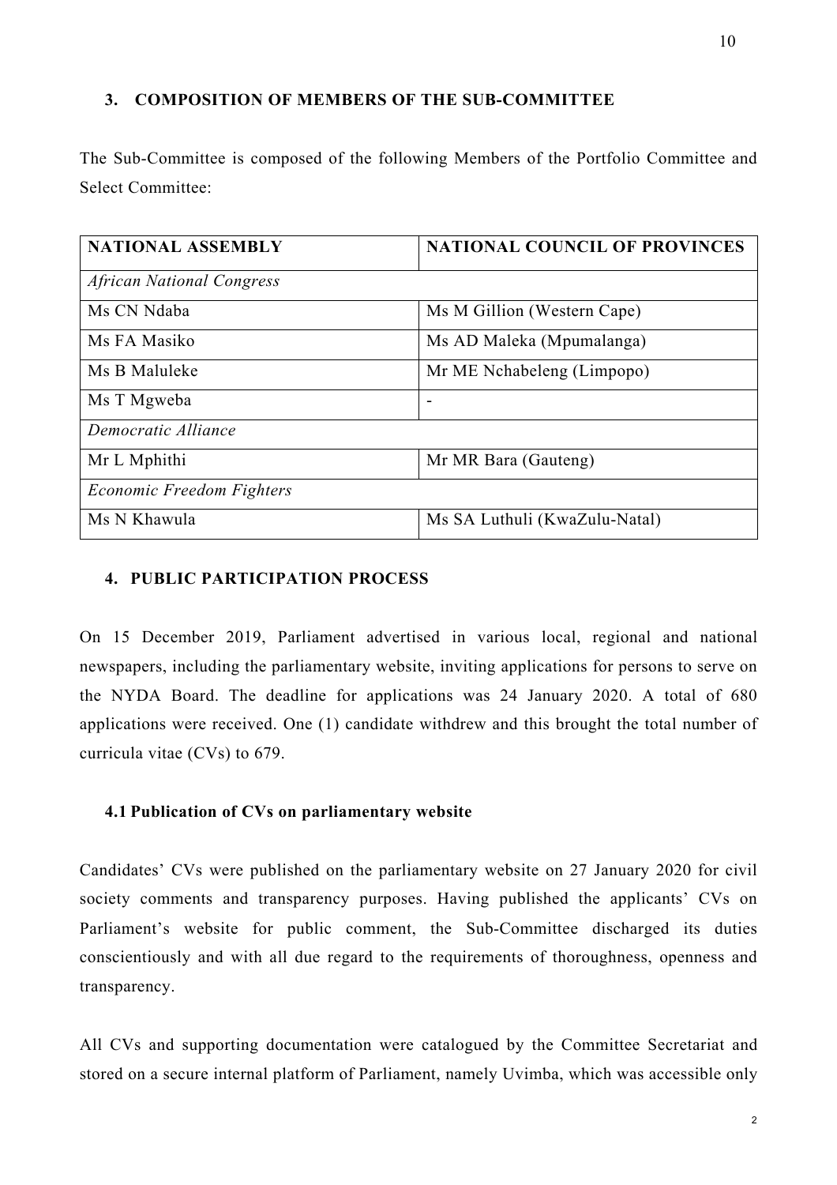## 3. COMPOSITION OF MEMBERS OF THE SUB-COMMITTEE

The Sub-Committee is composed of the following Members of the Portfolio Committee and Select Committee:

| NATIONAL ASSEMBLY | NATIONAL COUNCIL OF PROVINCES |
|---|---|
| *African National Congress* | |
| Ms CN Ndaba | Ms M Gillion (Western Cape) |
| Ms FA Masiko | Ms AD Maleka (Mpumalanga) |
| Ms B Maluleke | Mr ME Nchabeleng (Limpopo) |
| Ms T Mgweba | - |
| *Democratic Alliance* | |
| Mr L Mphithi | Mr MR Bara (Gauteng) |
| *Economic Freedom Fighters* | |
| Ms N Khawula | Ms SA Luthuli (KwaZulu-Natal) |

## 4. PUBLIC PARTICIPATION PROCESS

On 15 December 2019, Parliament advertised in various local, regional and national newspapers, including the parliamentary website, inviting applications for persons to serve on the NYDA Board. The deadline for applications was 24 January 2020. A total of 680 applications were received. One (1) candidate withdrew and this brought the total number of curricula vitae (CVs) to 679.

### 4.1 Publication of CVs on parliamentary website

Candidates' CVs were published on the parliamentary website on 27 January 2020 for civil society comments and transparency purposes. Having published the applicants' CVs on Parliament's website for public comment, the Sub-Committee discharged its duties conscientiously and with all due regard to the requirements of thoroughness, openness and transparency.

All CVs and supporting documentation were catalogued by the Committee Secretariat and stored on a secure internal platform of Parliament, namely Uvimba, which was accessible only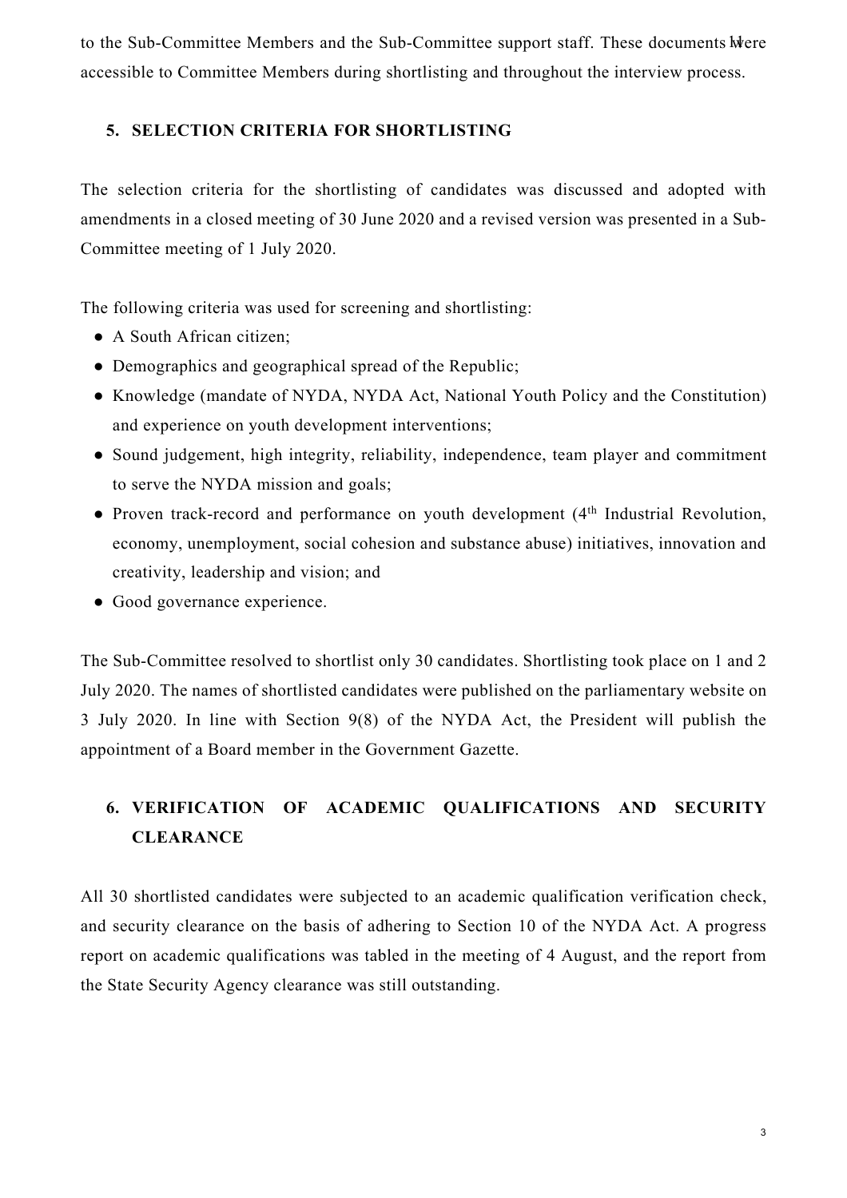to the Sub-Committee Members and the Sub-Committee support staff. These documents were accessible to Committee Members during shortlisting and throughout the interview process.

## 5. SELECTION CRITERIA FOR SHORTLISTING

The selection criteria for the shortlisting of candidates was discussed and adopted with amendments in a closed meeting of 30 June 2020 and a revised version was presented in a Sub-Committee meeting of 1 July 2020.

The following criteria was used for screening and shortlisting:

- A South African citizen;
- Demographics and geographical spread of the Republic;
- Knowledge (mandate of NYDA, NYDA Act, National Youth Policy and the Constitution) and experience on youth development interventions;
- Sound judgement, high integrity, reliability, independence, team player and commitment to serve the NYDA mission and goals;
- Proven track-record and performance on youth development (4th Industrial Revolution, economy, unemployment, social cohesion and substance abuse) initiatives, innovation and creativity, leadership and vision; and
- Good governance experience.

The Sub-Committee resolved to shortlist only 30 candidates. Shortlisting took place on 1 and 2 July 2020. The names of shortlisted candidates were published on the parliamentary website on 3 July 2020. In line with Section 9(8) of the NYDA Act, the President will publish the appointment of a Board member in the Government Gazette.

## 6. VERIFICATION OF ACADEMIC QUALIFICATIONS AND SECURITY CLEARANCE

All 30 shortlisted candidates were subjected to an academic qualification verification check, and security clearance on the basis of adhering to Section 10 of the NYDA Act. A progress report on academic qualifications was tabled in the meeting of 4 August, and the report from the State Security Agency clearance was still outstanding.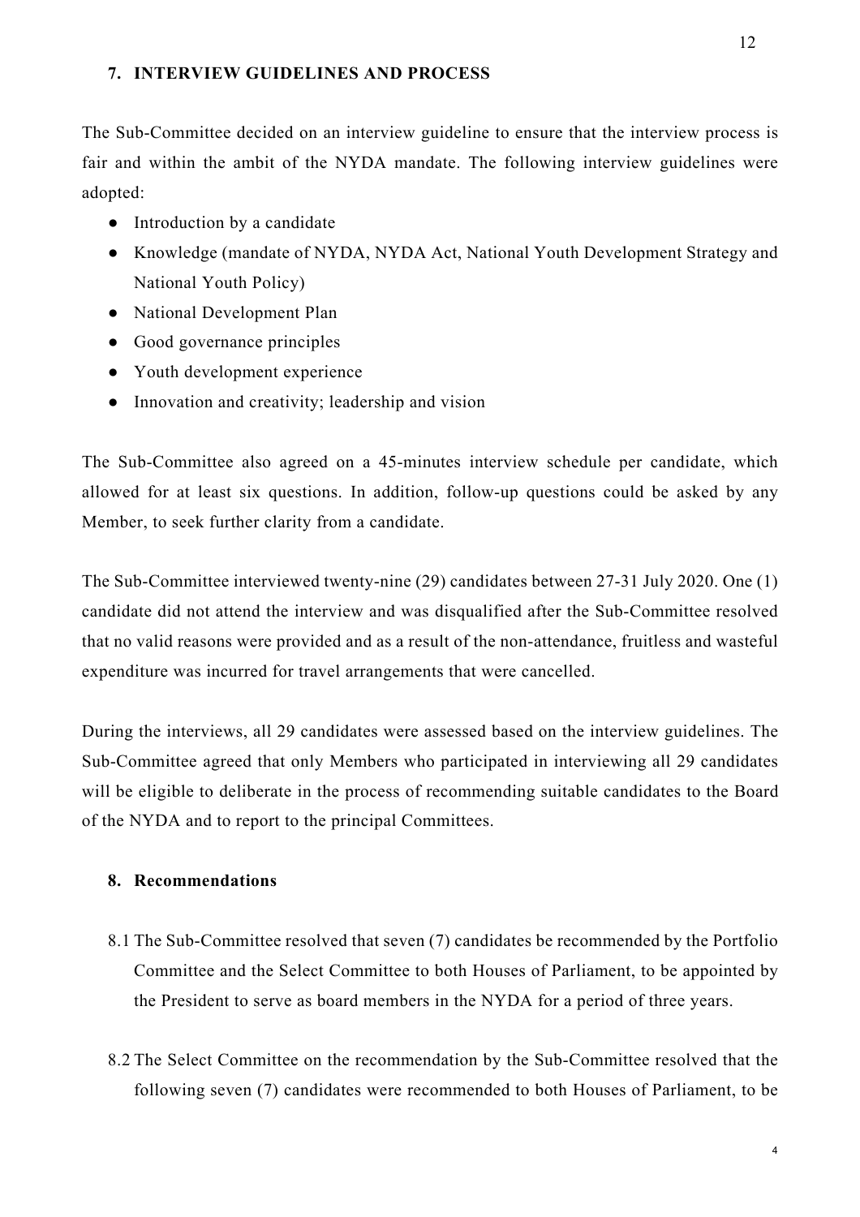## 7. INTERVIEW GUIDELINES AND PROCESS

The Sub-Committee decided on an interview guideline to ensure that the interview process is fair and within the ambit of the NYDA mandate. The following interview guidelines were adopted:

- Introduction by a candidate
- Knowledge (mandate of NYDA, NYDA Act, National Youth Development Strategy and National Youth Policy)
- National Development Plan
- Good governance principles
- Youth development experience
- Innovation and creativity; leadership and vision

The Sub-Committee also agreed on a 45-minutes interview schedule per candidate, which allowed for at least six questions. In addition, follow-up questions could be asked by any Member, to seek further clarity from a candidate.

The Sub-Committee interviewed twenty-nine (29) candidates between 27-31 July 2020. One (1) candidate did not attend the interview and was disqualified after the Sub-Committee resolved that no valid reasons were provided and as a result of the non-attendance, fruitless and wasteful expenditure was incurred for travel arrangements that were cancelled.

During the interviews, all 29 candidates were assessed based on the interview guidelines. The Sub-Committee agreed that only Members who participated in interviewing all 29 candidates will be eligible to deliberate in the process of recommending suitable candidates to the Board of the NYDA and to report to the principal Committees.

## 8. Recommendations

8.1 The Sub-Committee resolved that seven (7) candidates be recommended by the Portfolio Committee and the Select Committee to both Houses of Parliament, to be appointed by the President to serve as board members in the NYDA for a period of three years.

8.2 The Select Committee on the recommendation by the Sub-Committee resolved that the following seven (7) candidates were recommended to both Houses of Parliament, to be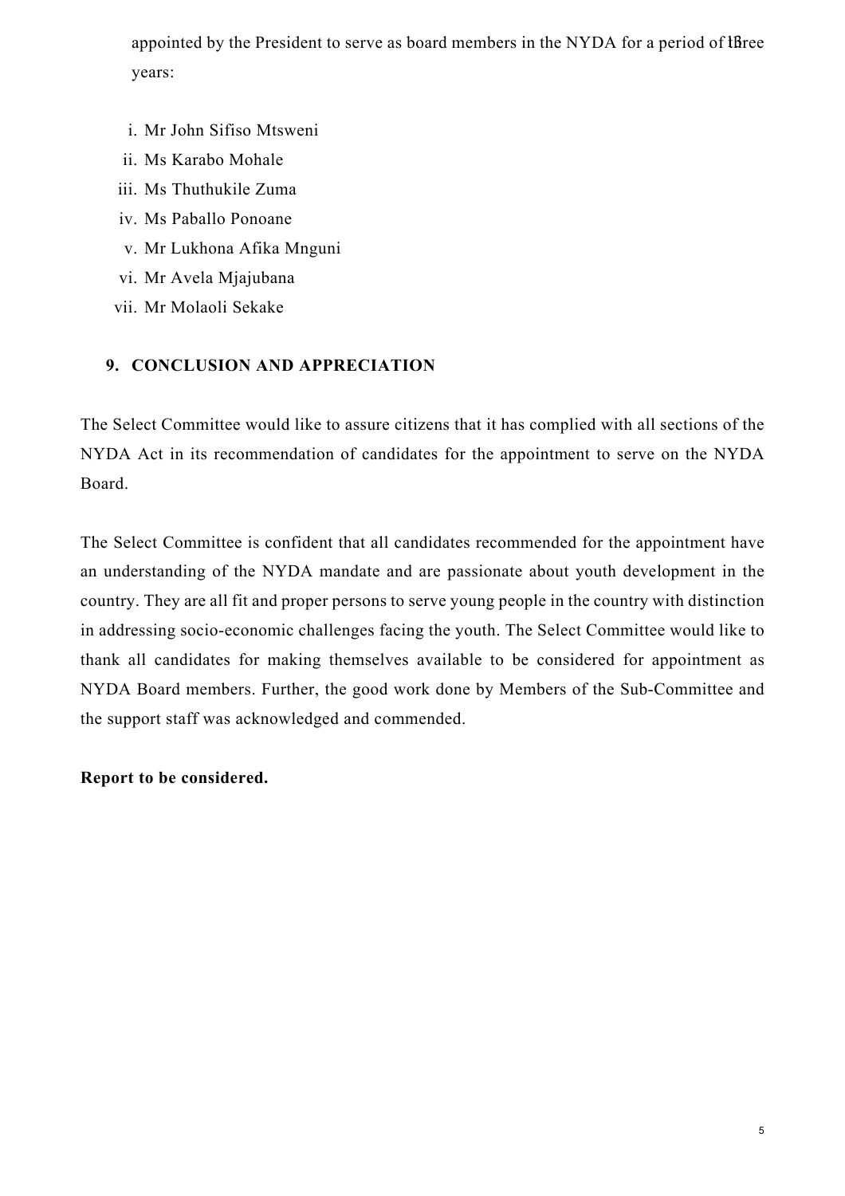appointed by the President to serve as board members in the NYDA for a period of three years:

i. Mr John Sifiso Mtsweni
ii. Ms Karabo Mohale
iii. Ms Thuthukile Zuma
iv. Ms Paballo Ponoane
v. Mr Lukhona Afika Mnguni
vi. Mr Avela Mjajubana
vii. Mr Molaoli Sekake

## 9. CONCLUSION AND APPRECIATION

The Select Committee would like to assure citizens that it has complied with all sections of the NYDA Act in its recommendation of candidates for the appointment to serve on the NYDA Board.

The Select Committee is confident that all candidates recommended for the appointment have an understanding of the NYDA mandate and are passionate about youth development in the country. They are all fit and proper persons to serve young people in the country with distinction in addressing socio-economic challenges facing the youth. The Select Committee would like to thank all candidates for making themselves available to be considered for appointment as NYDA Board members. Further, the good work done by Members of the Sub-Committee and the support staff was acknowledged and commended.

**Report to be considered.**